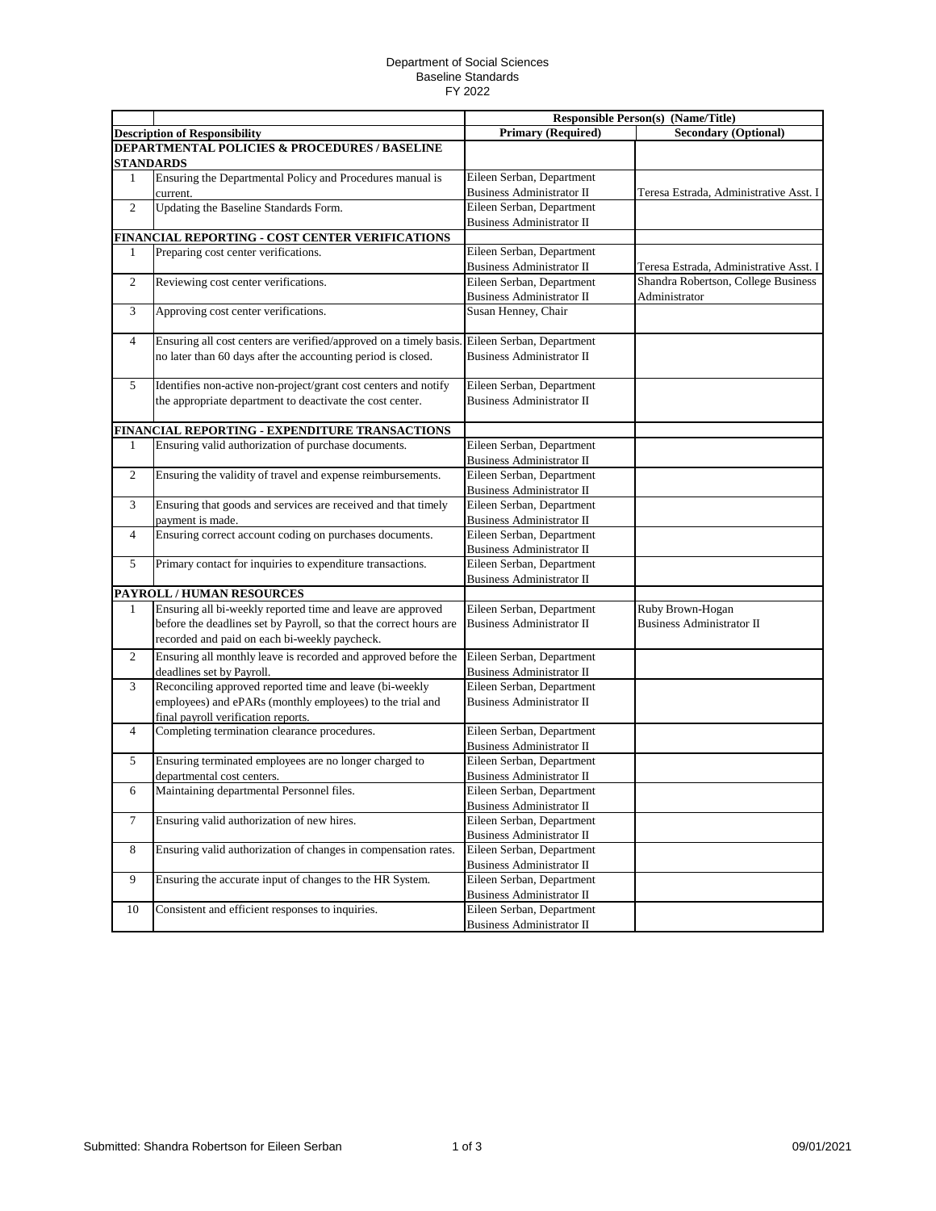Department of Social Sciences
Baseline Standards
FY 2022

| | | Responsible Person(s) (Name/Title) | |
|---|---|---|---|
| **Description of Responsibility** | | **Primary (Required)** | **Secondary (Optional)** |
| **DEPARTMENTAL POLICIES & PROCEDURES / BASELINE STANDARDS** | | | |
| 1 | Ensuring the Departmental Policy and Procedures manual is current. | Eileen Serban, Department Business Administrator II | Teresa Estrada, Administrative Asst. I |
| 2 | Updating the Baseline Standards Form. | Eileen Serban, Department Business Administrator II | |
| **FINANCIAL REPORTING - COST CENTER VERIFICATIONS** | | | |
| 1 | Preparing cost center verifications. | Eileen Serban, Department Business Administrator II | Teresa Estrada, Administrative Asst. I |
| 2 | Reviewing cost center verifications. | Eileen Serban, Department Business Administrator II | Shandra Robertson, College Business Administrator |
| 3 | Approving cost center verifications. | Susan Henney, Chair | |
| 4 | Ensuring all cost centers are verified/approved on a timely basis. no later than 60 days after the accounting period is closed. | Eileen Serban, Department Business Administrator II | |
| 5 | Identifies non-active non-project/grant cost centers and notify the appropriate department to deactivate the cost center. | Eileen Serban, Department Business Administrator II | |
| **FINANCIAL REPORTING - EXPENDITURE TRANSACTIONS** | | | |
| 1 | Ensuring valid authorization of purchase documents. | Eileen Serban, Department Business Administrator II | |
| 2 | Ensuring the validity of travel and expense reimbursements. | Eileen Serban, Department Business Administrator II | |
| 3 | Ensuring that goods and services are received and that timely payment is made. | Eileen Serban, Department Business Administrator II | |
| 4 | Ensuring correct account coding on purchases documents. | Eileen Serban, Department Business Administrator II | |
| 5 | Primary contact for inquiries to expenditure transactions. | Eileen Serban, Department Business Administrator II | |
| **PAYROLL / HUMAN RESOURCES** | | | |
| 1 | Ensuring all bi-weekly reported time and leave are approved before the deadlines set by Payroll, so that the correct hours are recorded and paid on each bi-weekly paycheck. | Eileen Serban, Department Business Administrator II | Ruby Brown-Hogan Business Administrator II |
| 2 | Ensuring all monthly leave is recorded and approved before the deadlines set by Payroll. | Eileen Serban, Department Business Administrator II | |
| 3 | Reconciling approved reported time and leave (bi-weekly employees) and ePARs (monthly employees) to the trial and final payroll verification reports. | Eileen Serban, Department Business Administrator II | |
| 4 | Completing termination clearance procedures. | Eileen Serban, Department Business Administrator II | |
| 5 | Ensuring terminated employees are no longer charged to departmental cost centers. | Eileen Serban, Department Business Administrator II | |
| 6 | Maintaining departmental Personnel files. | Eileen Serban, Department Business Administrator II | |
| 7 | Ensuring valid authorization of new hires. | Eileen Serban, Department Business Administrator II | |
| 8 | Ensuring valid authorization of changes in compensation rates. | Eileen Serban, Department Business Administrator II | |
| 9 | Ensuring the accurate input of changes to the HR System. | Eileen Serban, Department Business Administrator II | |
| 10 | Consistent and efficient responses to inquiries. | Eileen Serban, Department Business Administrator II | |

Submitted: Shandra Robertson for Eileen Serban 09/01/2021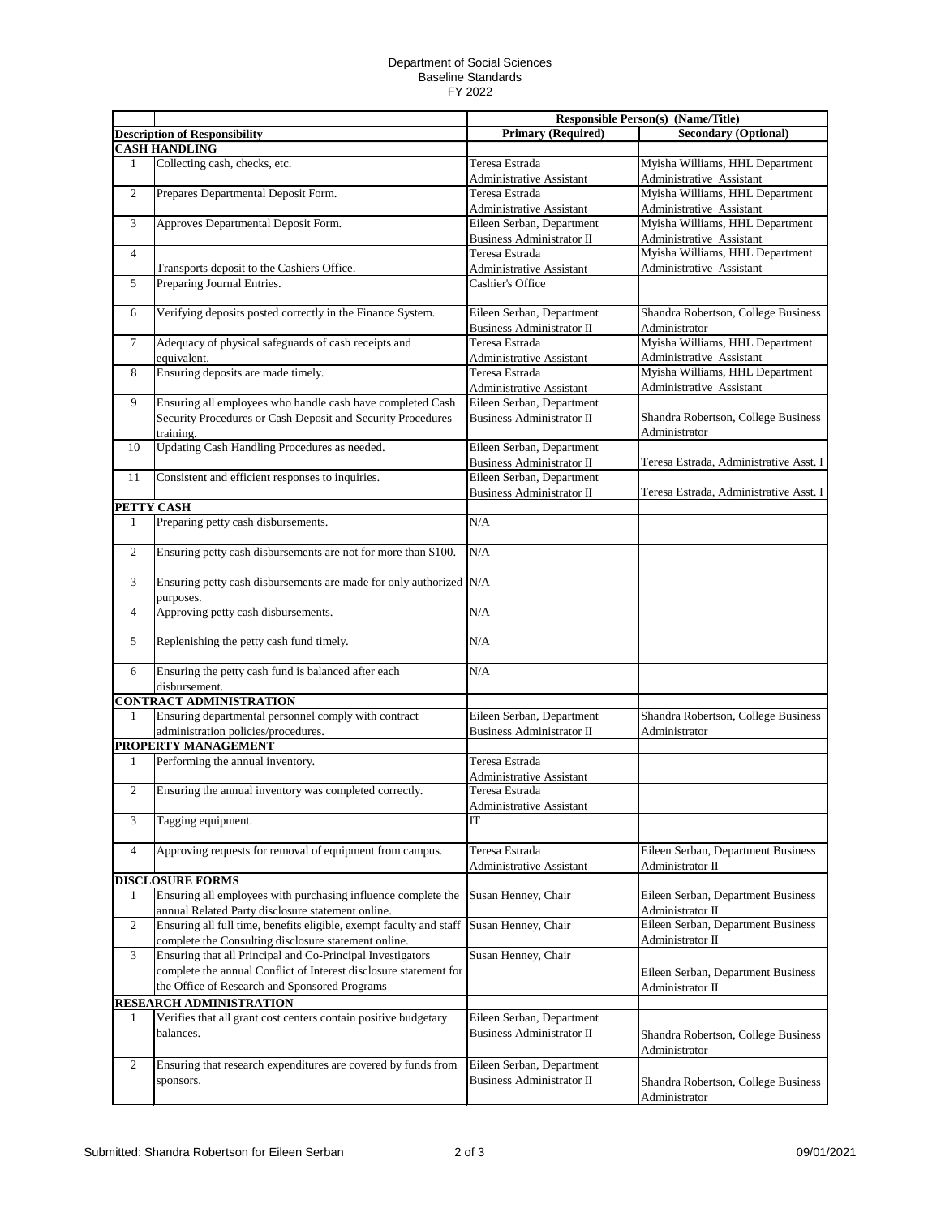Department of Social Sciences
Baseline Standards
FY 2022

| | | Responsible Person(s) (Name/Title) | |
|---|---|---|---|
| **Description of Responsibility** | | **Primary (Required)** | **Secondary (Optional)** |
| **CASH HANDLING** | | | |
| 1 | Collecting cash, checks, etc. | Teresa Estrada Administrative Assistant | Myisha Williams, HHL Department Administrative Assistant |
| 2 | Prepares Departmental Deposit Form. | Teresa Estrada Administrative Assistant | Myisha Williams, HHL Department Administrative Assistant |
| 3 | Approves Departmental Deposit Form. | Eileen Serban, Department Business Administrator II | Myisha Williams, HHL Department Administrative Assistant |
| 4 | Transports deposit to the Cashiers Office. | Teresa Estrada Administrative Assistant | Myisha Williams, HHL Department Administrative Assistant |
| 5 | Preparing Journal Entries. | Cashier's Office | |
| 6 | Verifying deposits posted correctly in the Finance System. | Eileen Serban, Department Business Administrator II | Shandra Robertson, College Business Administrator |
| 7 | Adequacy of physical safeguards of cash receipts and equivalent. | Teresa Estrada Administrative Assistant | Myisha Williams, HHL Department Administrative Assistant |
| 8 | Ensuring deposits are made timely. | Teresa Estrada Administrative Assistant | Myisha Williams, HHL Department Administrative Assistant |
| 9 | Ensuring all employees who handle cash have completed Cash Security Procedures or Cash Deposit and Security Procedures training. | Eileen Serban, Department Business Administrator II | Shandra Robertson, College Business Administrator |
| 10 | Updating Cash Handling Procedures as needed. | Eileen Serban, Department Business Administrator II | Teresa Estrada, Administrative Asst. I |
| 11 | Consistent and efficient responses to inquiries. | Eileen Serban, Department Business Administrator II | Teresa Estrada, Administrative Asst. I |
| **PETTY CASH** | | | |
| 1 | Preparing petty cash disbursements. | N/A | |
| 2 | Ensuring petty cash disbursements are not for more than $100. | N/A | |
| 3 | Ensuring petty cash disbursements are made for only authorized purposes. | N/A | |
| 4 | Approving petty cash disbursements. | N/A | |
| 5 | Replenishing the petty cash fund timely. | N/A | |
| 6 | Ensuring the petty cash fund is balanced after each disbursement. | N/A | |
| **CONTRACT ADMINISTRATION** | | | |
| 1 | Ensuring departmental personnel comply with contract administration policies/procedures. | Eileen Serban, Department Business Administrator II | Shandra Robertson, College Business Administrator |
| **PROPERTY MANAGEMENT** | | | |
| 1 | Performing the annual inventory. | Teresa Estrada Administrative Assistant | |
| 2 | Ensuring the annual inventory was completed correctly. | Teresa Estrada Administrative Assistant | |
| 3 | Tagging equipment. | IT | |
| 4 | Approving requests for removal of equipment from campus. | Teresa Estrada Administrative Assistant | Eileen Serban, Department Business Administrator II |
| **DISCLOSURE FORMS** | | | |
| 1 | Ensuring all employees with purchasing influence complete the annual Related Party disclosure statement online. | Susan Henney, Chair | Eileen Serban, Department Business Administrator II |
| 2 | Ensuring all full time, benefits eligible, exempt faculty and staff complete the Consulting disclosure statement online. | Susan Henney, Chair | Eileen Serban, Department Business Administrator II |
| 3 | Ensuring that all Principal and Co-Principal Investigators complete the annual Conflict of Interest disclosure statement for the Office of Research and Sponsored Programs | Susan Henney, Chair | Eileen Serban, Department Business Administrator II |
| **RESEARCH ADMINISTRATION** | | | |
| 1 | Verifies that all grant cost centers contain positive budgetary balances. | Eileen Serban, Department Business Administrator II | Shandra Robertson, College Business Administrator |
| 2 | Ensuring that research expenditures are covered by funds from sponsors. | Eileen Serban, Department Business Administrator II | Shandra Robertson, College Business Administrator |

Submitted: Shandra Robertson for Eileen Serban    09/01/2021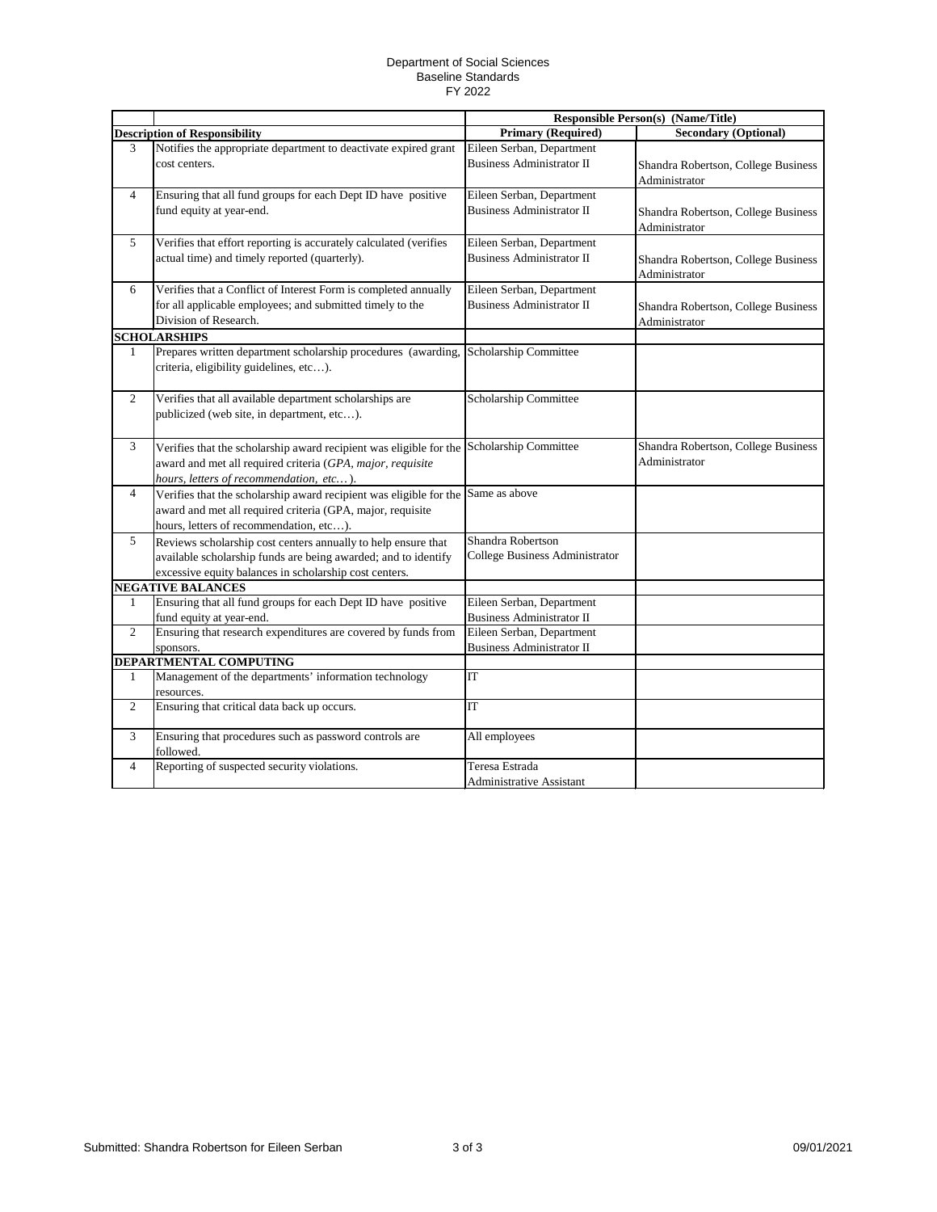Department of Social Sciences
Baseline Standards
FY 2022

| | | Responsible Person(s) (Name/Title) | |
|---|---|---|---|
| **Description of Responsibility** | | **Primary (Required)** | **Secondary (Optional)** |
| 3 | Notifies the appropriate department to deactivate expired grant cost centers. | Eileen Serban, Department Business Administrator II | Shandra Robertson, College Business Administrator |
| 4 | Ensuring that all fund groups for each Dept ID have positive fund equity at year-end. | Eileen Serban, Department Business Administrator II | Shandra Robertson, College Business Administrator |
| 5 | Verifies that effort reporting is accurately calculated (verifies actual time) and timely reported (quarterly). | Eileen Serban, Department Business Administrator II | Shandra Robertson, College Business Administrator |
| 6 | Verifies that a Conflict of Interest Form is completed annually for all applicable employees; and submitted timely to the Division of Research. | Eileen Serban, Department Business Administrator II | Shandra Robertson, College Business Administrator |
| **SCHOLARSHIPS** | | | |
| 1 | Prepares written department scholarship procedures (awarding, criteria, eligibility guidelines, etc…). | Scholarship Committee | |
| 2 | Verifies that all available department scholarships are publicized (web site, in department, etc…). | Scholarship Committee | |
| 3 | Verifies that the scholarship award recipient was eligible for the award and met all required criteria (*GPA, major, requisite hours, letters of recommendation, etc…*). | Scholarship Committee | Shandra Robertson, College Business Administrator |
| 4 | Verifies that the scholarship award recipient was eligible for the award and met all required criteria (GPA, major, requisite hours, letters of recommendation, etc…). | Same as above | |
| 5 | Reviews scholarship cost centers annually to help ensure that available scholarship funds are being awarded; and to identify excessive equity balances in scholarship cost centers. | Shandra Robertson College Business Administrator | |
| **NEGATIVE BALANCES** | | | |
| 1 | Ensuring that all fund groups for each Dept ID have positive fund equity at year-end. | Eileen Serban, Department Business Administrator II | |
| 2 | Ensuring that research expenditures are covered by funds from sponsors. | Eileen Serban, Department Business Administrator II | |
| **DEPARTMENTAL COMPUTING** | | | |
| 1 | Management of the departments' information technology resources. | IT | |
| 2 | Ensuring that critical data back up occurs. | IT | |
| 3 | Ensuring that procedures such as password controls are followed. | All employees | |
| 4 | Reporting of suspected security violations. | Teresa Estrada Administrative Assistant | |

Submitted: Shandra Robertson for Eileen Serban

09/01/2021